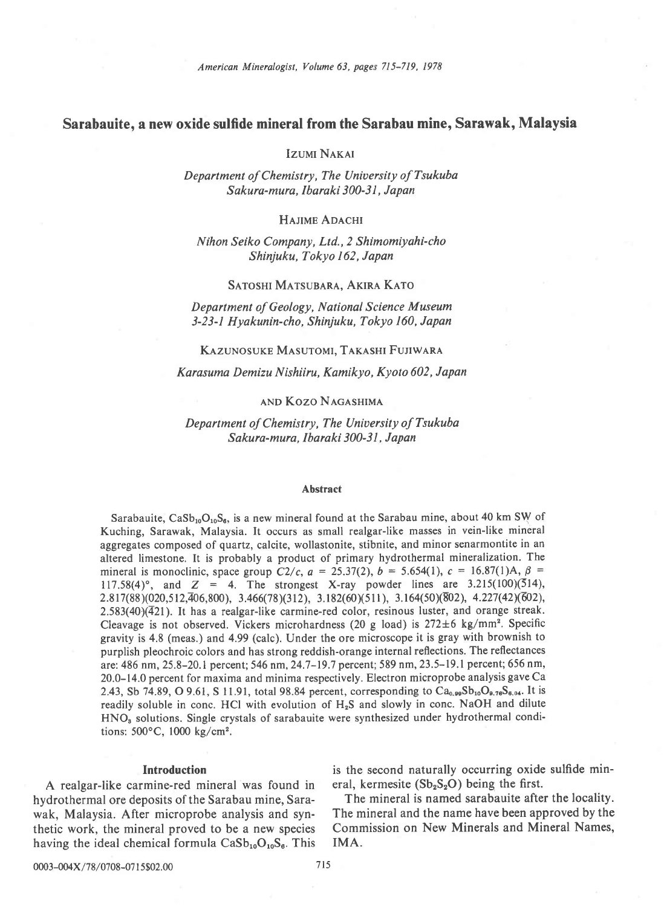# Sarabauite, a new oxide sulfide mineral from the Sarabau mine, Sarawak, Malaysia

IZUMI NAKAI

*Department of Chemistry, The University of Tsukuba*
*Sakura-mura, Ibaraki 300-31, Japan*

HAJIME ADACHI

*Nihon Seiko Company, Ltd., 2 Shimomiyahi-cho*
*Shinjuku, Tokyo 162, Japan*

SATOSHI MATSUBARA, AKIRA KATO

*Department of Geology, National Science Museum*
*3-23-1 Hyakunin-cho, Shinjuku, Tokyo 160, Japan*

KAZUNOSUKE MASUTOMI, TAKASHI FUJIWARA

*Karasuma Demizu Nishiiru, Kamikyo, Kyoto 602, Japan*

AND KOZO NAGASHIMA

*Department of Chemistry, The University of Tsukuba*
*Sakura-mura, Ibaraki 300-31, Japan*

## Abstract

Sarabauite, $CaSb_{10}O_{10}S_6$, is a new mineral found at the Sarabau mine, about 40 km SW of Kuching, Sarawak, Malaysia. It occurs as small realgar-like masses in vein-like mineral aggregates composed of quartz, calcite, wollastonite, stibnite, and minor senarmontite in an altered limestone. It is probably a product of primary hydrothermal mineralization. The mineral is monoclinic, space group $C2/c$, $a$ = 25.37(2), $b$ = 5.654(1), $c$ = 16.87(1)A, $\beta$ = 117.58(4)°, and $Z$ = 4. The strongest X-ray powder lines are 3.215(100)($\bar{5}$14), 2.817(88)(020,512,$\bar{4}$06,800), 3.466(78)(312), 3.182(60)(511), 3.164(50)($\bar{8}$02), 4.227(42)($\bar{6}$02), 2.583(40)($\bar{4}$21). It has a realgar-like carmine-red color, resinous luster, and orange streak. Cleavage is not observed. Vickers microhardness (20 g load) is 272±6 kg/mm². Specific gravity is 4.8 (meas.) and 4.99 (calc). Under the ore microscope it is gray with brownish to purplish pleochroic colors and has strong reddish-orange internal reflections. The reflectances are: 486 nm, 25.8–20.1 percent; 546 nm, 24.7–19.7 percent; 589 nm, 23.5–19.1 percent; 656 nm, 20.0–14.0 percent for maxima and minima respectively. Electron microprobe analysis gave Ca 2.43, Sb 74.89, O 9.61, S 11.91, total 98.84 percent, corresponding to $Ca_{0.99}Sb_{10}O_{9.76}S_{6.04}$. It is readily soluble in conc. HCl with evolution of $H_2S$ and slowly in conc. NaOH and dilute $HNO_3$ solutions. Single crystals of sarabauite were synthesized under hydrothermal conditions: 500°C, 1000 kg/cm².

## Introduction

A realgar-like carmine-red mineral was found in hydrothermal ore deposits of the Sarabau mine, Sarawak, Malaysia. After microprobe analysis and synthetic work, the mineral proved to be a new species having the ideal chemical formula $CaSb_{10}O_{10}S_6$. This is the second naturally occurring oxide sulfide mineral, kermesite ($Sb_2S_2O$) being the first.

The mineral is named sarabauite after the locality. The mineral and the name have been approved by the Commission on New Minerals and Mineral Names, IMA.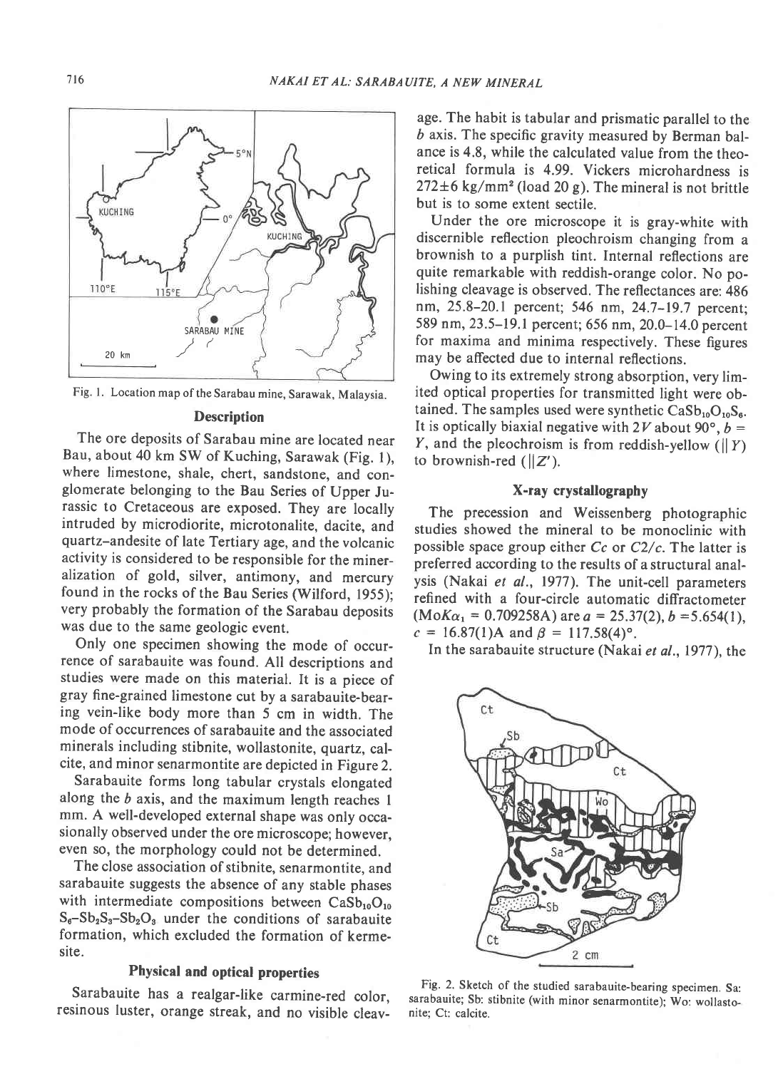Fig. 1. Location map of the Sarabau mine, Sarawak, Malaysia.

## Description

The ore deposits of Sarabau mine are located near Bau, about 40 km SW of Kuching, Sarawak (Fig. 1), where limestone, shale, chert, sandstone, and conglomerate belonging to the Bau Series of Upper Jurassic to Cretaceous are exposed. They are locally intruded by microdiorite, microtonalite, dacite, and quartz–andesite of late Tertiary age, and the volcanic activity is considered to be responsible for the mineralization of gold, silver, antimony, and mercury found in the rocks of the Bau Series (Wilford, 1955); very probably the formation of the Sarabau deposits was due to the same geologic event.

Only one specimen showing the mode of occurrence of sarabauite was found. All descriptions and studies were made on this material. It is a piece of gray fine-grained limestone cut by a sarabauite-bearing vein-like body more than 5 cm in width. The mode of occurrences of sarabauite and the associated minerals including stibnite, wollastonite, quartz, calcite, and minor senarmontite are depicted in Figure 2.

Sarabauite forms long tabular crystals elongated along the *b* axis, and the maximum length reaches 1 mm. A well-developed external shape was only occasionally observed under the ore microscope; however, even so, the morphology could not be determined.

The close association of stibnite, senarmontite, and sarabauite suggests the absence of any stable phases with intermediate compositions between $CaSb_{10}O_{10}S_6$–$Sb_2S_3$–$Sb_2O_3$ under the conditions of sarabauite formation, which excluded the formation of kermesite.

## Physical and optical properties

Sarabauite has a realgar-like carmine-red color, resinous luster, orange streak, and no visible cleavage. The habit is tabular and prismatic parallel to the *b* axis. The specific gravity measured by Berman balance is 4.8, while the calculated value from the theoretical formula is 4.99. Vickers microhardness is $272 \pm 6$ kg/mm$^2$ (load 20 g). The mineral is not brittle but is to some extent sectile.

Under the ore microscope it is gray-white with discernible reflection pleochroism changing from a brownish to a purplish tint. Internal reflections are quite remarkable with reddish-orange color. No polishing cleavage is observed. The reflectances are: 486 nm, 25.8–20.1 percent; 546 nm, 24.7–19.7 percent; 589 nm, 23.5–19.1 percent; 656 nm, 20.0–14.0 percent for maxima and minima respectively. These figures may be affected due to internal reflections.

Owing to its extremely strong absorption, very limited optical properties for transmitted light were obtained. The samples used were synthetic $CaSb_{10}O_{10}S_6$. It is optically biaxial negative with $2V$ about 90°, $b = Y$, and the pleochroism is from reddish-yellow ($\| Y$) to brownish-red ($\| Z'$).

## X-ray crystallography

The precession and Weissenberg photographic studies showed the mineral to be monoclinic with possible space group either *Cc* or *C*2/*c*. The latter is preferred according to the results of a structural analysis (Nakai *et al.*, 1977). The unit-cell parameters refined with a four-circle automatic diffractometer ($MoK\alpha_1 = 0.709258$A) are $a = 25.37(2)$, $b = 5.654(1)$, $c = 16.87(1)$A and $\beta = 117.58(4)°$.

In the sarabauite structure (Nakai *et al.*, 1977), the

Fig. 2. Sketch of the studied sarabauite-bearing specimen. Sa: sarabauite; Sb: stibnite (with minor senarmontite); Wo: wollastonite; Ct: calcite.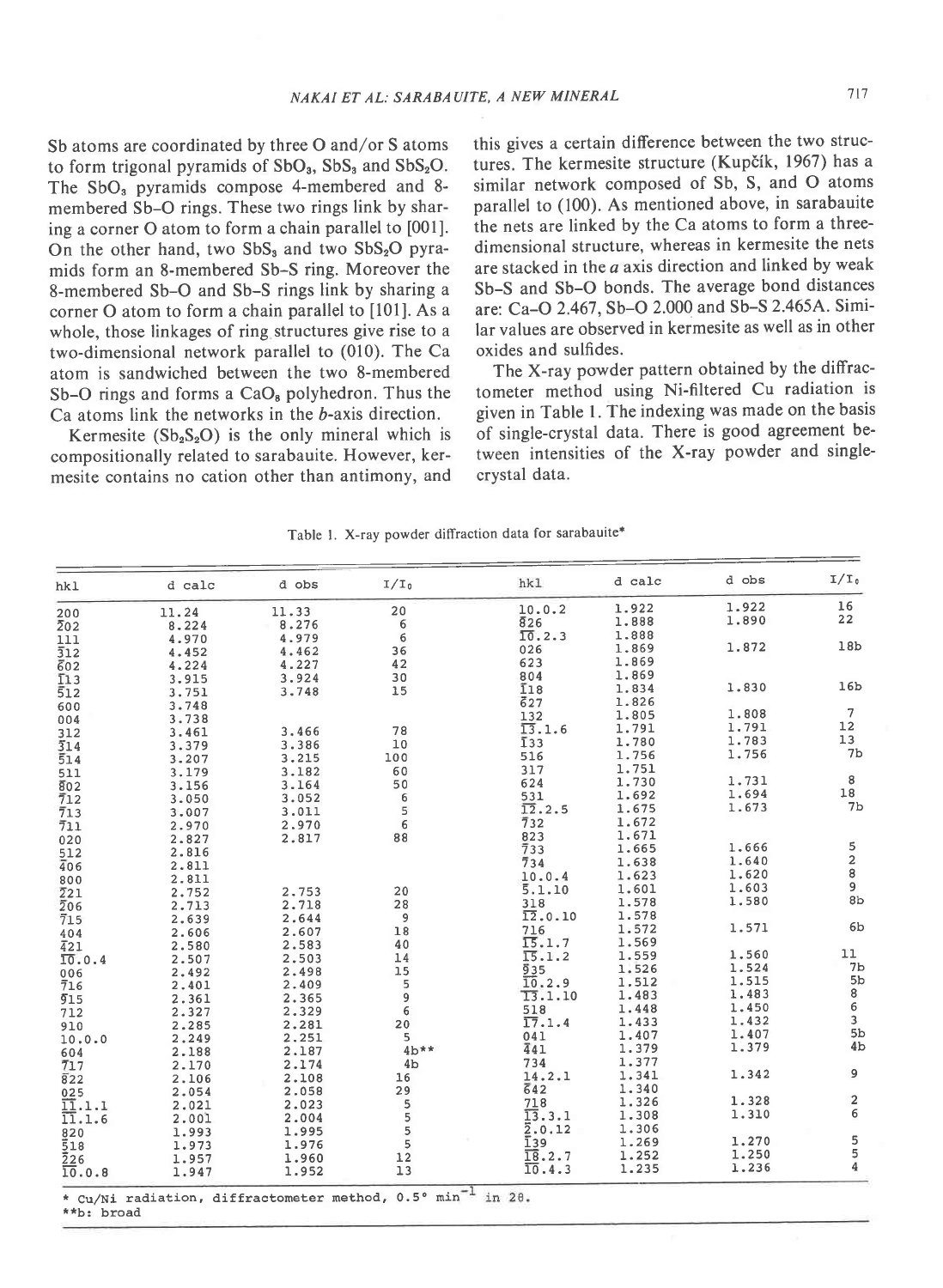Sb atoms are coordinated by three O and/or S atoms to form trigonal pyramids of $SbO_3$, $SbS_3$ and $SbS_2O$. The $SbO_3$ pyramids compose 4-membered and 8-membered Sb–O rings. These two rings link by sharing a corner O atom to form a chain parallel to [001]. On the other hand, two $SbS_3$ and two $SbS_2O$ pyramids form an 8-membered Sb–S ring. Moreover the 8-membered Sb–O and Sb–S rings link by sharing a corner O atom to form a chain parallel to [101]. As a whole, those linkages of ring structures give rise to a two-dimensional network parallel to (010). The Ca atom is sandwiched between the two 8-membered Sb–O rings and forms a $CaO_8$ polyhedron. Thus the Ca atoms link the networks in the *b*-axis direction.

Kermesite ($Sb_2S_2O$) is the only mineral which is compositionally related to sarabauite. However, kermesite contains no cation other than antimony, and this gives a certain difference between the two structures. The kermesite structure (Kupčík, 1967) has a similar network composed of Sb, S, and O atoms parallel to (100). As mentioned above, in sarabauite the nets are linked by the Ca atoms to form a three-dimensional structure, whereas in kermesite the nets are stacked in the *a* axis direction and linked by weak Sb–S and Sb–O bonds. The average bond distances are: Ca–O 2.467, Sb–O 2.000 and Sb–S 2.465A. Similar values are observed in kermesite as well as in other oxides and sulfides.

The X-ray powder pattern obtained by the diffractometer method using Ni-filtered Cu radiation is given in Table 1. The indexing was made on the basis of single-crystal data. There is good agreement between intensities of the X-ray powder and single-crystal data.

Table 1. X-ray powder diffraction data for sarabauite*

| hkl | d calc | d obs | I/I₀ | hkl | d calc | d obs | I/I₀ |
|---|---|---|---|---|---|---|---|
| 200 | 11.24 | 11.33 | 20 | 10.0.2 | 1.922 | 1.922 | 16 |
| $\bar{2}$02 | 8.224 | 8.276 | 6 | $\bar{8}$26 | 1.888 | 1.890 | 22 |
| 111 | 4.970 | 4.979 | 6 | $\overline{10}$.2.3 | 1.888 | | |
| $\bar{3}$12 | 4.452 | 4.462 | 36 | 026 | 1.869 | 1.872 | 18b |
| $\bar{6}$02 | 4.224 | 4.227 | 42 | 623 | 1.869 | | |
| $\bar{1}$13 | 3.915 | 3.924 | 30 | 804 | 1.869 | | |
| $\bar{5}$12 | 3.751 | 3.748 | 15 | $\bar{1}$18 | 1.834 | 1.830 | 16b |
| 600 | 3.748 | | | $\bar{6}$27 | 1.826 | | |
| 004 | 3.738 | | | 132 | 1.805 | 1.808 | 7 |
| 312 | 3.461 | 3.466 | 78 | $\overline{13}$.1.6 | 1.791 | 1.791 | 12 |
| $\bar{3}$14 | 3.379 | 3.386 | 10 | $\bar{1}$33 | 1.780 | 1.783 | 13 |
| $\bar{5}$14 | 3.207 | 3.215 | 100 | 516 | 1.756 | 1.756 | 7b |
| 511 | 3.179 | 3.182 | 60 | 317 | 1.751 | | |
| $\bar{8}$02 | 3.156 | 3.164 | 50 | 624 | 1.730 | 1.731 | 8 |
| $\bar{7}$12 | 3.050 | 3.052 | 6 | 531 | 1.692 | 1.694 | 18 |
| $\bar{7}$13 | 3.007 | 3.011 | 5 | $\overline{12}$.2.5 | 1.675 | 1.673 | 7b |
| $\bar{7}$11 | 2.970 | 2.970 | 6 | $\bar{7}$32 | 1.672 | | |
| 020 | 2.827 | 2.817 | 88 | 823 | 1.671 | | |
| 512 | 2.816 | | | $\bar{7}$33 | 1.665 | 1.666 | 5 |
| $\bar{4}$06 | 2.811 | | | $\bar{7}$34 | 1.638 | 1.640 | 2 |
| 800 | 2.811 | | | 10.0.4 | 1.623 | 1.620 | 8 |
| $\bar{2}$21 | 2.752 | 2.753 | 20 | $\bar{5}$.1.10 | 1.601 | 1.603 | 9 |
| $\bar{2}$06 | 2.713 | 2.718 | 28 | 318 | 1.578 | 1.580 | 8b |
| $\bar{7}$15 | 2.639 | 2.644 | 9 | $\overline{12}$.0.10 | 1.578 | | |
| 404 | 2.606 | 2.607 | 18 | 716 | 1.572 | 1.571 | 6b |
| $\bar{4}$21 | 2.580 | 2.583 | 40 | $\overline{15}$.1.7 | 1.569 | | |
| $\overline{10}$.0.4 | 2.507 | 2.503 | 14 | $\overline{15}$.1.2 | 1.559 | 1.560 | 11 |
| 006 | 2.492 | 2.498 | 15 | $\bar{9}$35 | 1.526 | 1.524 | 7b |
| $\bar{7}$16 | 2.401 | 2.409 | 5 | $\overline{10}$.2.9 | 1.512 | 1.515 | 5b |
| $\bar{9}$15 | 2.361 | 2.365 | 9 | $\overline{13}$.1.10 | 1.483 | 1.483 | 8 |
| 712 | 2.327 | 2.329 | 6 | 518 | 1.448 | 1.450 | 6 |
| 910 | 2.285 | 2.281 | 20 | $\overline{17}$.1.4 | 1.433 | 1.432 | 3 |
| 10.0.0 | 2.249 | 2.251 | 5 | 041 | 1.407 | 1.407 | 5b |
| 604 | 2.188 | 2.187 | 4b** | $\bar{4}$41 | 1.379 | 1.379 | 4b |
| $\bar{7}$17 | 2.170 | 2.174 | 4b | 734 | 1.377 | | |
| $\bar{8}$22 | 2.106 | 2.108 | 16 | 14.2.1 | 1.341 | 1.342 | 9 |
| 025 | 2.054 | 2.058 | 29 | $\bar{6}$42 | 1.340 | | |
| $\overline{11}$.1.1 | 2.021 | 2.023 | 5 | 718 | 1.326 | 1.328 | 2 |
| $\overline{11}$.1.6 | 2.001 | 2.004 | 5 | $\overline{13}$.3.1 | 1.308 | 1.310 | 6 |
| 820 | 1.993 | 1.995 | 5 | $\bar{2}$.0.12 | 1.306 | | |
| $\bar{5}$18 | 1.973 | 1.976 | 5 | $\bar{1}$39 | 1.269 | 1.270 | 5 |
| $\bar{2}$26 | 1.957 | 1.960 | 12 | $\overline{18}$.2.7 | 1.252 | 1.250 | 5 |
| $\overline{10}$.0.8 | 1.947 | 1.952 | 13 | $\overline{10}$.4.3 | 1.235 | 1.236 | 4 |

\* Cu/Ni radiation, diffractometer method, 0.5° $min^{-1}$ in 2θ.
\*\*b: broad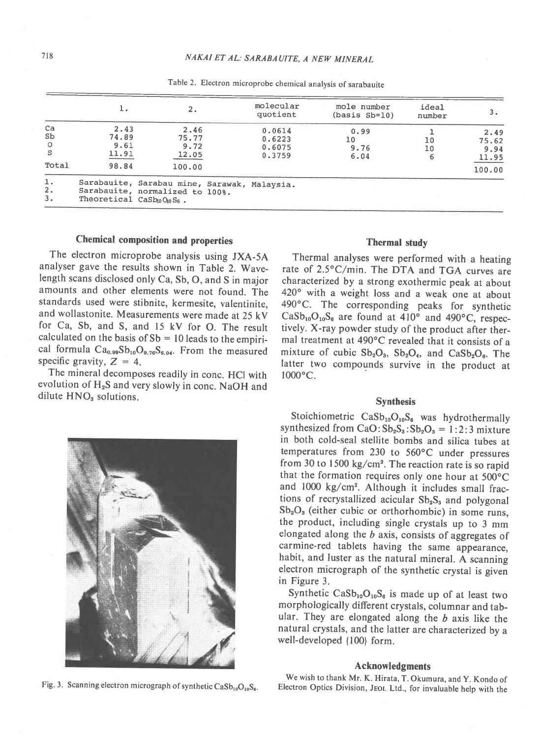Table 2. Electron microprobe chemical analysis of sarabauite

| | 1. | 2. | molecular quotient | mole number (basis Sb=10) | ideal number | 3. |
|---|---|---|---|---|---|---|
| Ca | 2.43 | 2.46 | 0.0614 | 0.99 | 1 | 2.49 |
| Sb | 74.89 | 75.77 | 0.6223 | 10 | 10 | 75.62 |
| O | 9.61 | 9.72 | 0.6075 | 9.76 | 10 | 9.94 |
| S | 11.91 | 12.05 | 0.3759 | 6.04 | 6 | 11.95 |
| Total | 98.84 | 100.00 | | | | 100.00 |

1. Sarabauite, Sarabau mine, Sarawak, Malaysia.
2. Sarabauite, normalized to 100%.
3. Theoretical $CaSb_{10}O_{10}S_6$.

## Chemical composition and properties

The electron microprobe analysis using JXA-5A analyser gave the results shown in Table 2. Wavelength scans disclosed only Ca, Sb, O, and S in major amounts and other elements were not found. The standards used were stibnite, kermesite, valentinite, and wollastonite. Measurements were made at 25 kV for Ca, Sb, and S, and 15 kV for O. The result calculated on the basis of Sb = 10 leads to the empirical formula $Ca_{0.99}Sb_{10}O_{9.76}S_{6.04}$. From the measured specific gravity, $Z = 4$.

The mineral decomposes readily in conc. HCl with evolution of $H_2S$ and very slowly in conc. NaOH and dilute $HNO_3$ solutions.

Fig. 3. Scanning electron micrograph of synthetic $CaSb_{10}O_{10}S_6$.

## Thermal study

Thermal analyses were performed with a heating rate of 2.5°C/min. The DTA and TGA curves are characterized by a strong exothermic peak at about 420° with a weight loss and a weak one at about 490°C. The corresponding peaks for synthetic $CaSb_{10}O_{10}S_6$ are found at 410° and 490°C, respectively. X-ray powder study of the product after thermal treatment at 490°C revealed that it consists of a mixture of cubic $Sb_2O_3$, $Sb_2O_4$, and $CaSb_2O_6$. The latter two compounds survive in the product at 1000°C.

## Synthesis

Stoichiometric $CaSb_{10}O_{10}S_6$ was hydrothermally synthesized from $CaO : Sb_2S_3 : Sb_2O_3 = 1:2:3$ mixture in both cold-seal stellite bombs and silica tubes at temperatures from 230 to 560°C under pressures from 30 to 1500 kg/cm². The reaction rate is so rapid that the formation requires only one hour at 500°C and 1000 kg/cm². Although it includes small fractions of recrystallized acicular $Sb_2S_3$ and polygonal $Sb_2O_3$ (either cubic or orthorhombic) in some runs, the product, including single crystals up to 3 mm elongated along the *b* axis, consists of aggregates of carmine-red tablets having the same appearance, habit, and luster as the natural mineral. A scanning electron micrograph of the synthetic crystal is given in Figure 3.

Synthetic $CaSb_{10}O_{10}S_6$ is made up of at least two morphologically different crystals, columnar and tabular. They are elongated along the *b* axis like the natural crystals, and the latter are characterized by a well-developed {100} form.

## Acknowledgments

We wish to thank Mr. K. Hirata, T. Okumura, and Y. Kondo of Electron Optics Division, JEOL Ltd., for invaluable help with the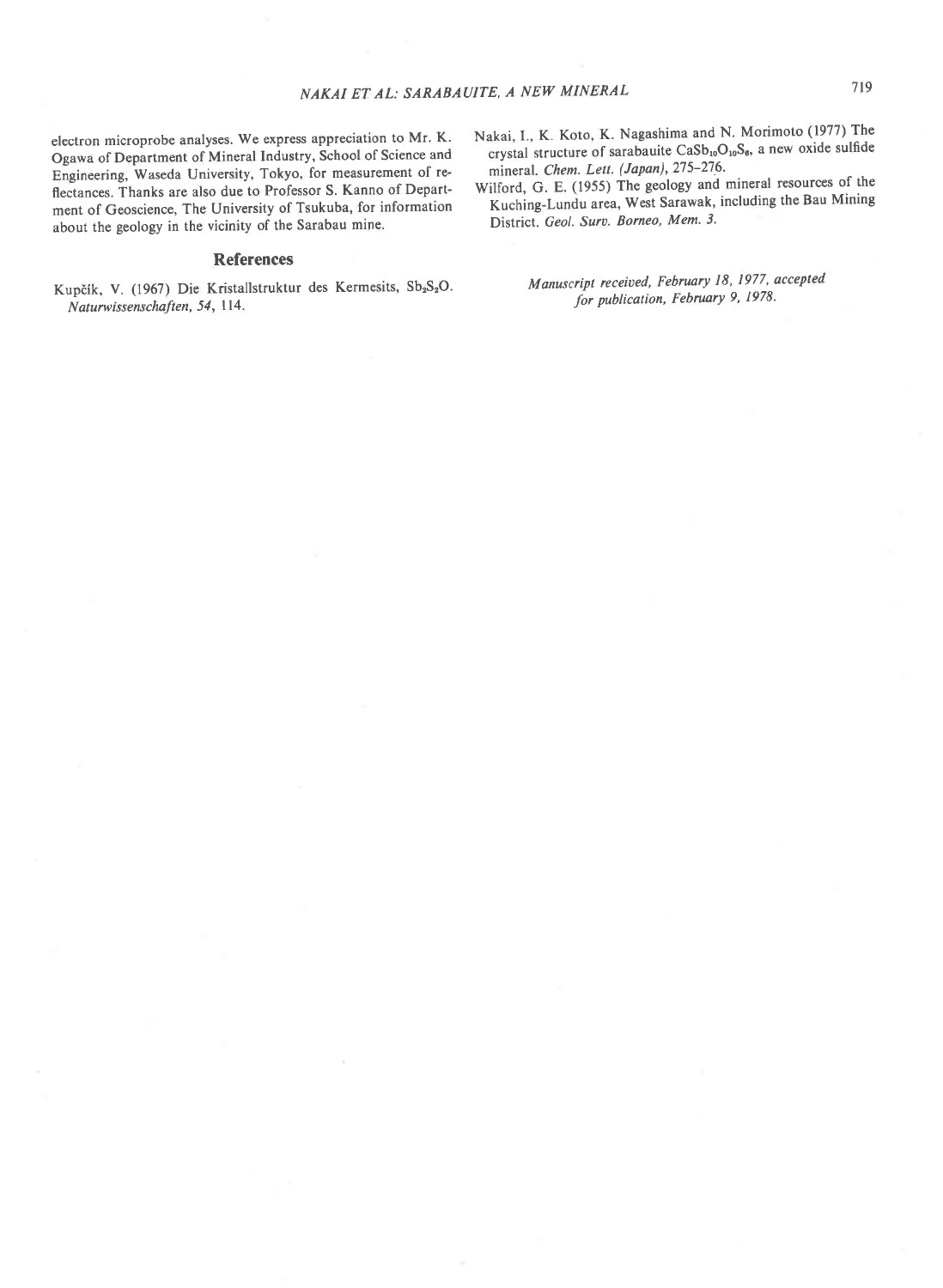electron microprobe analyses. We express appreciation to Mr. K. Ogawa of Department of Mineral Industry, School of Science and Engineering, Waseda University, Tokyo, for measurement of reflectances. Thanks are also due to Professor S. Kanno of Department of Geoscience, The University of Tsukuba, for information about the geology in the vicinity of the Sarabau mine.

## References

Kupčík, V. (1967) Die Kristallstruktur des Kermesits, $Sb_2S_2O$. *Naturwissenschaften, 54*, 114.

Nakai, I., K. Koto, K. Nagashima and N. Morimoto (1977) The crystal structure of sarabauite $CaSb_{10}O_{10}S_6$, a new oxide sulfide mineral. *Chem. Lett. (Japan)*, 275–276.

Wilford, G. E. (1955) The geology and mineral resources of the Kuching-Lundu area, West Sarawak, including the Bau Mining District. *Geol. Surv. Borneo, Mem. 3.*

*Manuscript received, February 18, 1977, accepted for publication, February 9, 1978.*